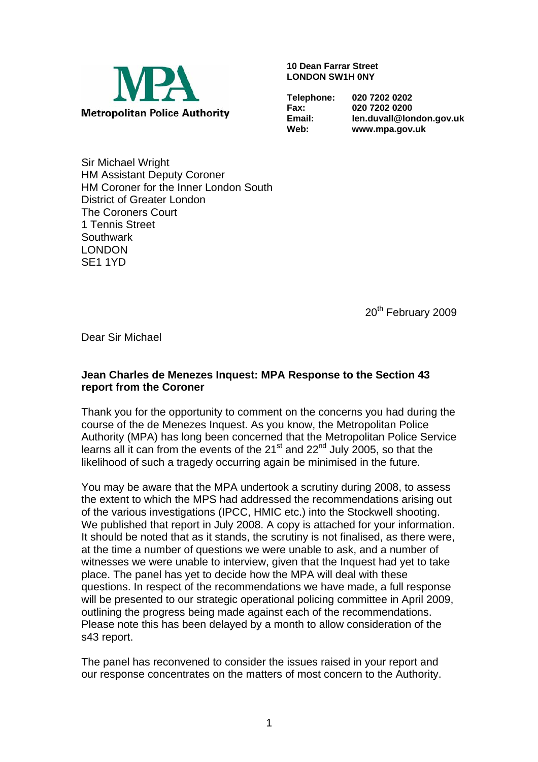**Metropolitan Police Authority**

**10 Dean Farrar Street**
**LONDON SW1H 0NY**

| | |
|---|---|
| **Telephone:** | **020 7202 0202** |
| **Fax:** | **020 7202 0200** |
| **Email:** | **len.duvall@london.gov.uk** |
| **Web:** | **www.mpa.gov.uk** |

Sir Michael Wright
HM Assistant Deputy Coroner
HM Coroner for the Inner London South
District of Greater London
The Coroners Court
1 Tennis Street
Southwark
LONDON
SE1 1YD

20th February 2009

Dear Sir Michael

**Jean Charles de Menezes Inquest: MPA Response to the Section 43 report from the Coroner**

Thank you for the opportunity to comment on the concerns you had during the course of the de Menezes Inquest. As you know, the Metropolitan Police Authority (MPA) has long been concerned that the Metropolitan Police Service learns all it can from the events of the 21st and 22nd July 2005, so that the likelihood of such a tragedy occurring again be minimised in the future.

You may be aware that the MPA undertook a scrutiny during 2008, to assess the extent to which the MPS had addressed the recommendations arising out of the various investigations (IPCC, HMIC etc.) into the Stockwell shooting. We published that report in July 2008. A copy is attached for your information. It should be noted that as it stands, the scrutiny is not finalised, as there were, at the time a number of questions we were unable to ask, and a number of witnesses we were unable to interview, given that the Inquest had yet to take place. The panel has yet to decide how the MPA will deal with these questions. In respect of the recommendations we have made, a full response will be presented to our strategic operational policing committee in April 2009, outlining the progress being made against each of the recommendations. Please note this has been delayed by a month to allow consideration of the s43 report.

The panel has reconvened to consider the issues raised in your report and our response concentrates on the matters of most concern to the Authority.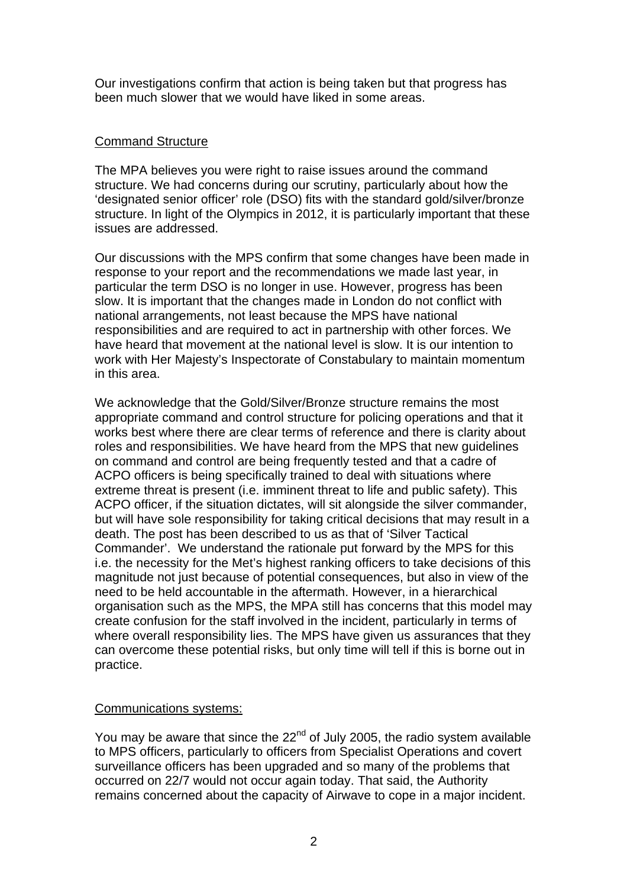Our investigations confirm that action is being taken but that progress has been much slower that we would have liked in some areas.

Command Structure

The MPA believes you were right to raise issues around the command structure. We had concerns during our scrutiny, particularly about how the 'designated senior officer' role (DSO) fits with the standard gold/silver/bronze structure. In light of the Olympics in 2012, it is particularly important that these issues are addressed.

Our discussions with the MPS confirm that some changes have been made in response to your report and the recommendations we made last year, in particular the term DSO is no longer in use. However, progress has been slow. It is important that the changes made in London do not conflict with national arrangements, not least because the MPS have national responsibilities and are required to act in partnership with other forces. We have heard that movement at the national level is slow. It is our intention to work with Her Majesty's Inspectorate of Constabulary to maintain momentum in this area.

We acknowledge that the Gold/Silver/Bronze structure remains the most appropriate command and control structure for policing operations and that it works best where there are clear terms of reference and there is clarity about roles and responsibilities. We have heard from the MPS that new guidelines on command and control are being frequently tested and that a cadre of ACPO officers is being specifically trained to deal with situations where extreme threat is present (i.e. imminent threat to life and public safety). This ACPO officer, if the situation dictates, will sit alongside the silver commander, but will have sole responsibility for taking critical decisions that may result in a death. The post has been described to us as that of 'Silver Tactical Commander'. We understand the rationale put forward by the MPS for this i.e. the necessity for the Met's highest ranking officers to take decisions of this magnitude not just because of potential consequences, but also in view of the need to be held accountable in the aftermath. However, in a hierarchical organisation such as the MPS, the MPA still has concerns that this model may create confusion for the staff involved in the incident, particularly in terms of where overall responsibility lies. The MPS have given us assurances that they can overcome these potential risks, but only time will tell if this is borne out in practice.

Communications systems:

You may be aware that since the 22nd of July 2005, the radio system available to MPS officers, particularly to officers from Specialist Operations and covert surveillance officers has been upgraded and so many of the problems that occurred on 22/7 would not occur again today. That said, the Authority remains concerned about the capacity of Airwave to cope in a major incident.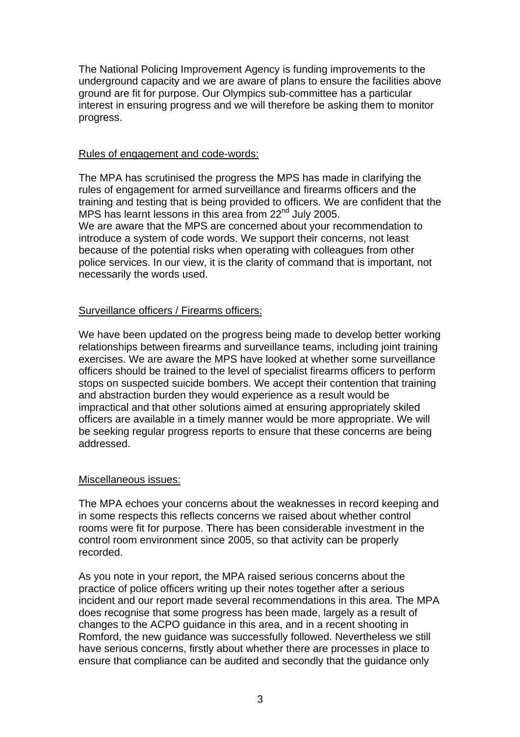The National Policing Improvement Agency is funding improvements to the underground capacity and we are aware of plans to ensure the facilities above ground are fit for purpose. Our Olympics sub-committee has a particular interest in ensuring progress and we will therefore be asking them to monitor progress.

<u>Rules of engagement and code-words:</u>

The MPA has scrutinised the progress the MPS has made in clarifying the rules of engagement for armed surveillance and firearms officers and the training and testing that is being provided to officers. We are confident that the MPS has learnt lessons in this area from 22nd July 2005.
We are aware that the MPS are concerned about your recommendation to introduce a system of code words. We support their concerns, not least because of the potential risks when operating with colleagues from other police services. In our view, it is the clarity of command that is important, not necessarily the words used.

<u>Surveillance officers / Firearms officers:</u>

We have been updated on the progress being made to develop better working relationships between firearms and surveillance teams, including joint training exercises. We are aware the MPS have looked at whether some surveillance officers should be trained to the level of specialist firearms officers to perform stops on suspected suicide bombers. We accept their contention that training and abstraction burden they would experience as a result would be impractical and that other solutions aimed at ensuring appropriately skiled officers are available in a timely manner would be more appropriate. We will be seeking regular progress reports to ensure that these concerns are being addressed.

<u>Miscellaneous issues:</u>

The MPA echoes your concerns about the weaknesses in record keeping and in some respects this reflects concerns we raised about whether control rooms were fit for purpose. There has been considerable investment in the control room environment since 2005, so that activity can be properly recorded.

As you note in your report, the MPA raised serious concerns about the practice of police officers writing up their notes together after a serious incident and our report made several recommendations in this area. The MPA does recognise that some progress has been made, largely as a result of changes to the ACPO guidance in this area, and in a recent shooting in Romford, the new guidance was successfully followed. Nevertheless we still have serious concerns, firstly about whether there are processes in place to ensure that compliance can be audited and secondly that the guidance only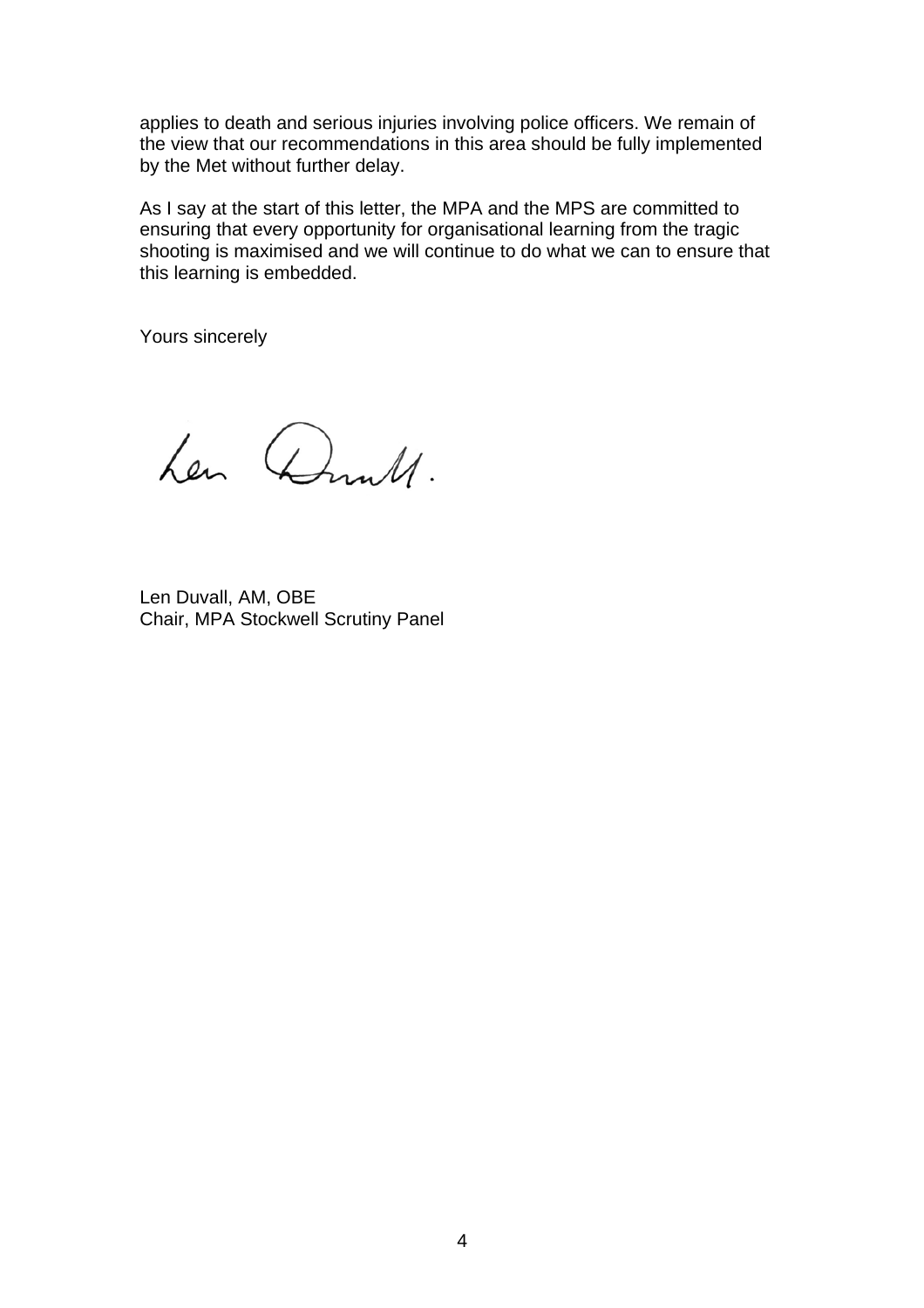applies to death and serious injuries involving police officers. We remain of the view that our recommendations in this area should be fully implemented by the Met without further delay.

As I say at the start of this letter, the MPA and the MPS are committed to ensuring that every opportunity for organisational learning from the tragic shooting is maximised and we will continue to do what we can to ensure that this learning is embedded.

Yours sincerely

Len Duvall, AM, OBE
Chair, MPA Stockwell Scrutiny Panel